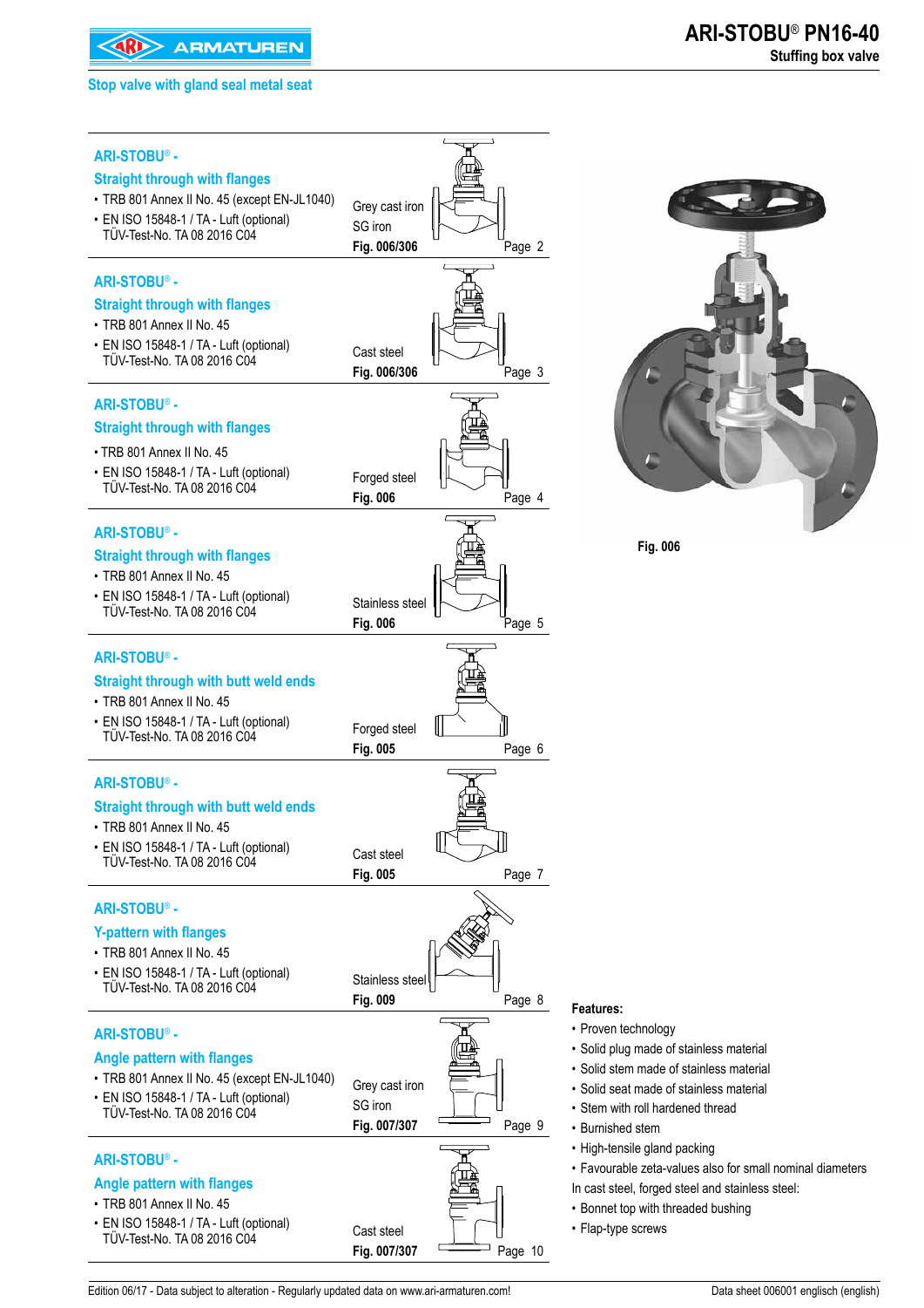# ARI-STOBU® PN16-40

**Stuffing box valve**

Stop valve with gland seal metal seat

## ARI-STOBU® - Straight through with flanges

- TRB 801 Annex II No. 45 (except EN-JL1040)
- EN ISO 15848-1 / TA - Luft (optional) TÜV-Test-No. TA 08 2016 C04

Grey cast iron
SG iron
**Fig. 006/306** Page 2

## ARI-STOBU® - Straight through with flanges

- TRB 801 Annex II No. 45
- EN ISO 15848-1 / TA - Luft (optional) TÜV-Test-No. TA 08 2016 C04

Cast steel
**Fig. 006/306** Page 3

## ARI-STOBU® - Straight through with flanges

- TRB 801 Annex II No. 45
- EN ISO 15848-1 / TA - Luft (optional) TÜV-Test-No. TA 08 2016 C04

Forged steel
**Fig. 006** Page 4

## ARI-STOBU® - Straight through with flanges

- TRB 801 Annex II No. 45
- EN ISO 15848-1 / TA - Luft (optional) TÜV-Test-No. TA 08 2016 C04

Stainless steel
**Fig. 006** Page 5

## ARI-STOBU® - Straight through with butt weld ends

- TRB 801 Annex II No. 45
- EN ISO 15848-1 / TA - Luft (optional) TÜV-Test-No. TA 08 2016 C04

Forged steel
**Fig. 005** Page 6

## ARI-STOBU® - Straight through with butt weld ends

- TRB 801 Annex II No. 45
- EN ISO 15848-1 / TA - Luft (optional) TÜV-Test-No. TA 08 2016 C04

Cast steel
**Fig. 005** Page 7

## ARI-STOBU® - Y-pattern with flanges

- TRB 801 Annex II No. 45
- EN ISO 15848-1 / TA - Luft (optional) TÜV-Test-No. TA 08 2016 C04

Stainless steel
**Fig. 009** Page 8

## ARI-STOBU® - Angle pattern with flanges

- TRB 801 Annex II No. 45 (except EN-JL1040)
- EN ISO 15848-1 / TA - Luft (optional) TÜV-Test-No. TA 08 2016 C04

Grey cast iron
SG iron
**Fig. 007/307** Page 9

## ARI-STOBU® - Angle pattern with flanges

- TRB 801 Annex II No. 45
- EN ISO 15848-1 / TA - Luft (optional) TÜV-Test-No. TA 08 2016 C04

Cast steel
**Fig. 007/307** Page 10

**Fig. 006**

**Features:**

- Proven technology
- Solid plug made of stainless material
- Solid stem made of stainless material
- Solid seat made of stainless material
- Stem with roll hardened thread
- Burnished stem
- High-tensile gland packing
- Favourable zeta-values also for small nominal diameters

In cast steel, forged steel and stainless steel:

- Bonnet top with threaded bushing
- Flap-type screws

Edition 06/17 - Data subject to alteration - Regularly updated data on www.ari-armaturen.com! Data sheet 006001 englisch (english)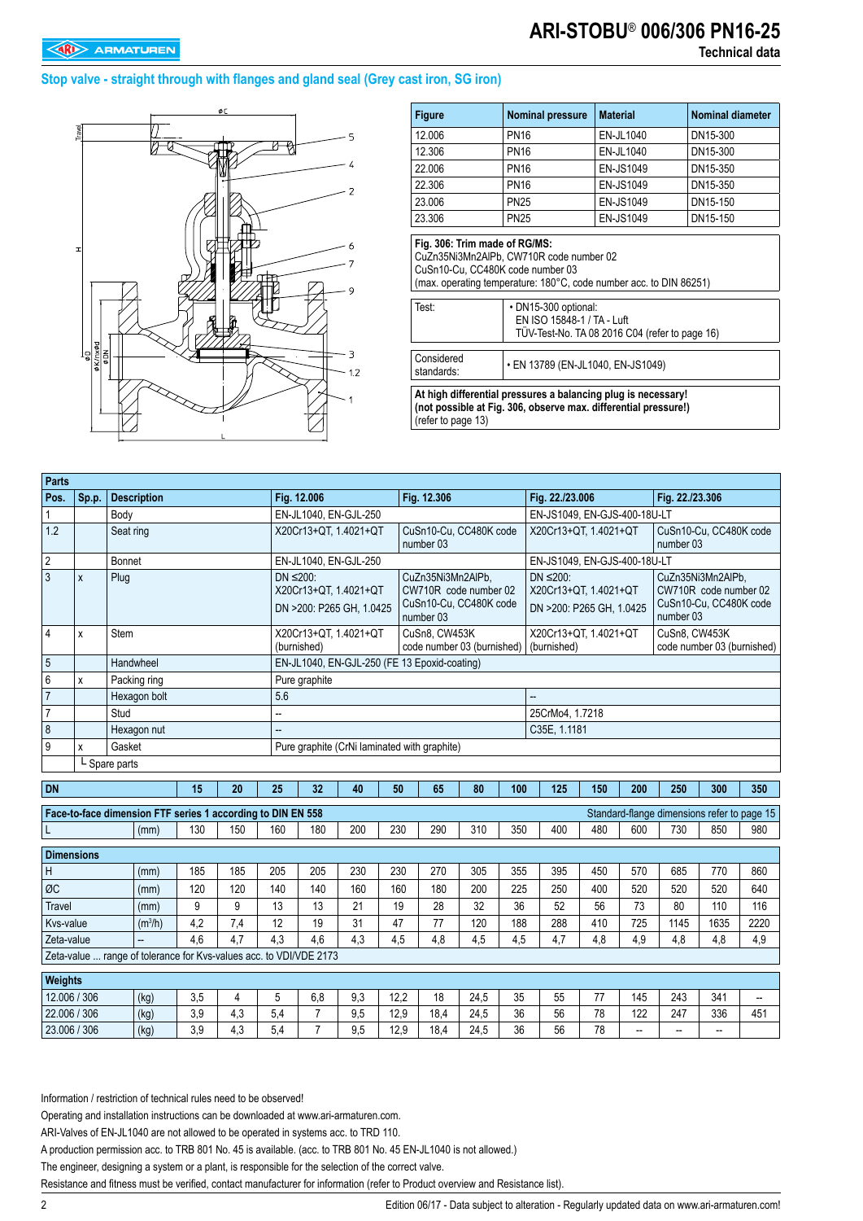# ARI-STOBU® 006/306 PN16-25

Technical data

## Stop valve - straight through with flanges and gland seal (Grey cast iron, SG iron)

| Figure | Nominal pressure | Material | Nominal diameter |
|---|---|---|---|
| 12.006 | PN16 | EN-JL1040 | DN15-300 |
| 12.306 | PN16 | EN-JL1040 | DN15-300 |
| 22.006 | PN16 | EN-JS1049 | DN15-350 |
| 22.306 | PN16 | EN-JS1049 | DN15-350 |
| 23.006 | PN25 | EN-JS1049 | DN15-150 |
| 23.306 | PN25 | EN-JS1049 | DN15-150 |

**Fig. 306: Trim made of RG/MS:**
CuZn35Ni3Mn2AlPb, CW710R code number 02
CuSn10-Cu, CC480K code number 03
(max. operating temperature: 180°C, code number acc. to DIN 86251)

| | |
|---|---|
| Test: | • DN15-300 optional: EN ISO 15848-1 / TA - Luft TÜV-Test-No. TA 08 2016 C04 (refer to page 16) |
| Considered standards: | • EN 13789 (EN-JL1040, EN-JS1049) |

**At high differential pressures a balancing plug is necessary!**
**(not possible at Fig. 306, observe max. differential pressure!)**
(refer to page 13)

| Pos. | Sp.p. | Description | Fig. 12.006 | Fig. 12.306 | Fig. 22./23.006 | Fig. 22./23.306 |
|---|---|---|---|---|---|---|
| 1 | | Body | EN-JL1040, EN-GJL-250 | | EN-JS1049, EN-GJS-400-18U-LT | |
| 1.2 | | Seat ring | X20Cr13+QT, 1.4021+QT | CuSn10-Cu, CC480K code number 03 | X20Cr13+QT, 1.4021+QT | CuSn10-Cu, CC480K code number 03 |
| 2 | | Bonnet | EN-JL1040, EN-GJL-250 | | EN-JS1049, EN-GJS-400-18U-LT | |
| 3 | x | Plug | DN ≤200: X20Cr13+QT, 1.4021+QT DN >200: P265 GH, 1.0425 | CuZn35Ni3Mn2AlPb, CW710R code number 02 CuSn10-Cu, CC480K code number 03 | DN ≤200: X20Cr13+QT, 1.4021+QT DN >200: P265 GH, 1.0425 | CuZn35Ni3Mn2AlPb, CW710R code number 02 CuSn10-Cu, CC480K code number 03 |
| 4 | x | Stem | X20Cr13+QT, 1.4021+QT (burnished) | CuSn8, CW453K (code number 03 (burnished) | X20Cr13+QT, 1.4021+QT (burnished) | CuSn8, CW453K code number 03 (burnished) |
| 5 | | Handwheel | EN-JL1040, EN-GJL-250 (FE 13 Epoxid-coating) | | | |
| 6 | x | Packing ring | Pure graphite | | | |
| 7 | | Hexagon bolt | 5.6 | | -- | |
| 7 | | Stud | -- | | 25CrMo4, 1.7218 | |
| 8 | | Hexagon nut | -- | | C35E, 1.1181 | |
| 9 | x | Gasket | Pure graphite (CrNi laminated with graphite) | | | |

└ Spare parts

| DN | | 15 | 20 | 25 | 32 | 40 | 50 | 65 | 80 | 100 | 125 | 150 | 200 | 250 | 300 | 350 |
|---|---|---|---|---|---|---|---|---|---|---|---|---|---|---|---|---|
| **Face-to-face dimension FTF series 1 according to DIN EN 558** (Standard-flange dimensions refer to page 15) | | | | | | | | | | | | | | | | |
| L | (mm) | 130 | 150 | 160 | 180 | 200 | 230 | 290 | 310 | 350 | 400 | 480 | 600 | 730 | 850 | 980 |
| **Dimensions** | | | | | | | | | | | | | | | | |
| H | (mm) | 185 | 185 | 205 | 205 | 230 | 230 | 270 | 305 | 355 | 395 | 450 | 570 | 685 | 770 | 860 |
| ØC | (mm) | 120 | 120 | 140 | 140 | 160 | 160 | 180 | 200 | 225 | 250 | 400 | 520 | 520 | 520 | 640 |
| Travel | (mm) | 9 | 9 | 13 | 13 | 21 | 19 | 28 | 32 | 36 | 52 | 56 | 73 | 80 | 110 | 116 |
| Kvs-value | ($m^3/h$) | 4,2 | 7,4 | 12 | 19 | 31 | 47 | 77 | 120 | 188 | 288 | 410 | 725 | 1145 | 1635 | 2220 |
| Zeta-value | -- | 4,6 | 4,7 | 4,3 | 4,6 | 4,3 | 4,5 | 4,8 | 4,5 | 4,5 | 4,7 | 4,8 | 4,9 | 4,8 | 4,8 | 4,9 |
| Zeta-value ... range of tolerance for Kvs-values acc. to VDI/VDE 2173 | | | | | | | | | | | | | | | | |
| **Weights** | | | | | | | | | | | | | | | | |
| 12.006 / 306 | (kg) | 3,5 | 4 | 5 | 6,8 | 9,3 | 12,2 | 18 | 24,5 | 35 | 55 | 77 | 145 | 243 | 341 | -- |
| 22.006 / 306 | (kg) | 3,9 | 4,3 | 5,4 | 7 | 9,5 | 12,9 | 18,4 | 24,5 | 36 | 56 | 78 | 122 | 247 | 336 | 451 |
| 23.006 / 306 | (kg) | 3,9 | 4,3 | 5,4 | 7 | 9,5 | 12,9 | 18,4 | 24,5 | 36 | 56 | 78 | -- | -- | -- | |

Information / restriction of technical rules need to be observed!

Operating and installation instructions can be downloaded at www.ari-armaturen.com.

ARI-Valves of EN-JL1040 are not allowed to be operated in systems acc. to TRD 110.

A production permission acc. to TRB 801 No. 45 is available. (acc. to TRB 801 No. 45 EN-JL1040 is not allowed.)

The engineer, designing a system or a plant, is responsible for the selection of the correct valve.

Resistance and fitness must be verified, contact manufacturer for information (refer to Product overview and Resistance list).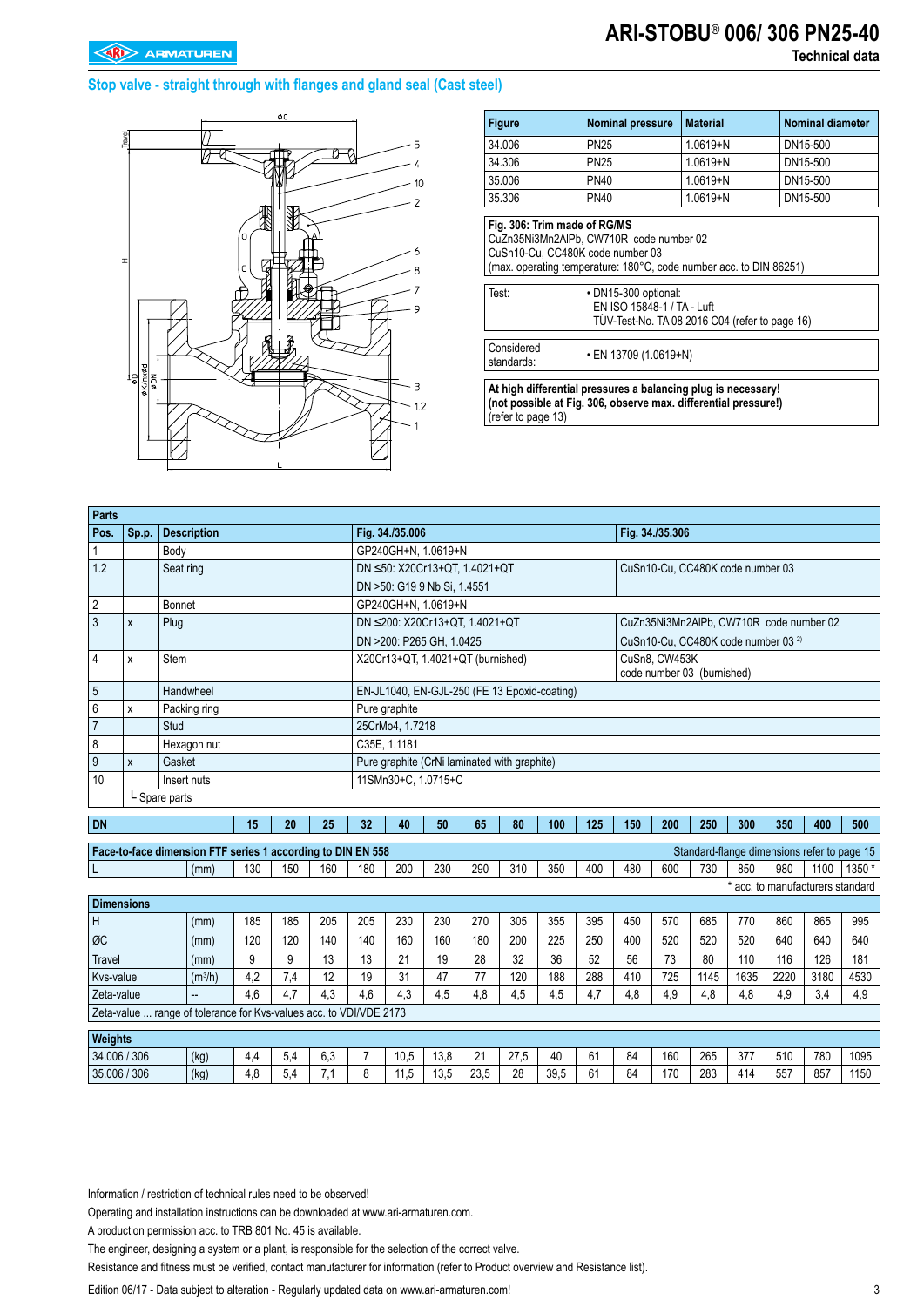# ARI-STOBU® 006/ 306 PN25-40

Technical data

## Stop valve - straight through with flanges and gland seal (Cast steel)

| Figure | Nominal pressure | Material | Nominal diameter |
|---|---|---|---|
| 34.006 | PN25 | 1.0619+N | DN15-500 |
| 34.306 | PN25 | 1.0619+N | DN15-500 |
| 35.006 | PN40 | 1.0619+N | DN15-500 |
| 35.306 | PN40 | 1.0619+N | DN15-500 |

**Fig. 306: Trim made of RG/MS**
CuZn35Ni3Mn2AlPb, CW710R code number 02
CuSn10-Cu, CC480K code number 03
(max. operating temperature: 180°C, code number acc. to DIN 86251)

| Test: | • DN15-300 optional: EN ISO 15848-1 / TA - Luft TÜV-Test-No. TA 08 2016 C04 (refer to page 16) |
|---|---|
| Considered standards: | • EN 13709 (1.0619+N) |

**At high differential pressures a balancing plug is necessary!**
**(not possible at Fig. 306, observe max. differential pressure!)**
(refer to page 13)

| Pos. | Sp.p. | Description | Fig. 34./35.006 | Fig. 34./35.306 |
|---|---|---|---|---|
| 1 | | Body | GP240GH+N, 1.0619+N | |
| 1.2 | | Seat ring | DN ≤50: X20Cr13+QT, 1.4021+QT<br>DN >50: G19 9 Nb Si, 1.4551 | CuSn10-Cu, CC480K code number 03 |
| 2 | | Bonnet | GP240GH+N, 1.0619+N | |
| 3 | x | Plug | DN ≤200: X20Cr13+QT, 1.4021+QT<br>DN >200: P265 GH, 1.0425 | CuZn35Ni3Mn2AlPb, CW710R code number 02<br>CuSn10-Cu, CC480K code number 03 [2)] |
| 4 | x | Stem | X20Cr13+QT, 1.4021+QT (burnished) | CuSn8, CW453K code number 03 (burnished) |
| 5 | | Handwheel | EN-JL1040, EN-GJL-250 (FE 13 Epoxid-coating) | |
| 6 | x | Packing ring | Pure graphite | |
| 7 | | Stud | 25CrMo4, 1.7218 | |
| 8 | | Hexagon nut | C35E, 1.1181 | |
| 9 | x | Gasket | Pure graphite (CrNi laminated with graphite) | |
| 10 | | Insert nuts | 11SMn30+C, 1.0715+C | |
| | └ Spare parts | | | |

| DN | | 15 | 20 | 25 | 32 | 40 | 50 | 65 | 80 | 100 | 125 | 150 | 200 | 250 | 300 | 350 | 400 | 500 |
|---|---|---|---|---|---|---|---|---|---|---|---|---|---|---|---|---|---|---|
| **Face-to-face dimension FTF series 1 according to DIN EN 558** (Standard-flange dimensions refer to page 15) | | | | | | | | | | | | | | | | | | |
| L | (mm) | 130 | 150 | 160 | 180 | 200 | 230 | 290 | 310 | 350 | 400 | 480 | 600 | 730 | 850 | 980 | 1100 | 1350 * |
| **Dimensions** | | | | | | | | | | | | | | | | | | |
| H | (mm) | 185 | 185 | 205 | 205 | 230 | 230 | 270 | 305 | 355 | 395 | 450 | 570 | 685 | 770 | 860 | 865 | 995 |
| ØC | (mm) | 120 | 120 | 140 | 140 | 160 | 160 | 180 | 200 | 225 | 250 | 400 | 520 | 520 | 520 | 640 | 640 | 640 |
| Travel | (mm) | 9 | 9 | 13 | 13 | 21 | 19 | 28 | 32 | 36 | 52 | 56 | 73 | 80 | 110 | 116 | 126 | 181 |
| Kvs-value | ($m^3$/h) | 4,2 | 7,4 | 12 | 19 | 31 | 47 | 77 | 120 | 188 | 288 | 410 | 725 | 1145 | 1635 | 2220 | 3180 | 4530 |
| Zeta-value | -- | 4,6 | 4,7 | 4,3 | 4,6 | 4,3 | 4,5 | 4,8 | 4,5 | 4,5 | 4,7 | 4,8 | 4,9 | 4,8 | 4,8 | 4,9 | 3,4 | 4,9 |
| **Weights** | | | | | | | | | | | | | | | | | | |
| 34.006 / 306 | (kg) | 4,4 | 5,4 | 6,3 | 7 | 10,5 | 13,8 | 21 | 27,5 | 40 | 61 | 84 | 160 | 265 | 377 | 510 | 780 | 1095 |
| 35.006 / 306 | (kg) | 4,8 | 5,4 | 7,1 | 8 | 11,5 | 13,5 | 23,5 | 28 | 39,5 | 61 | 84 | 170 | 283 | 414 | 557 | 857 | 1150 |

\* acc. to manufacturers standard

Zeta-value ... range of tolerance for Kvs-values acc. to VDI/VDE 2173

Information / restriction of technical rules need to be observed!

Operating and installation instructions can be downloaded at www.ari-armaturen.com.

A production permission acc. to TRB 801 No. 45 is available.

The engineer, designing a system or a plant, is responsible for the selection of the correct valve.

Resistance and fitness must be verified, contact manufacturer for information (refer to Product overview and Resistance list).

Edition 06/17 - Data subject to alteration - Regularly updated data on www.ari-armaturen.com!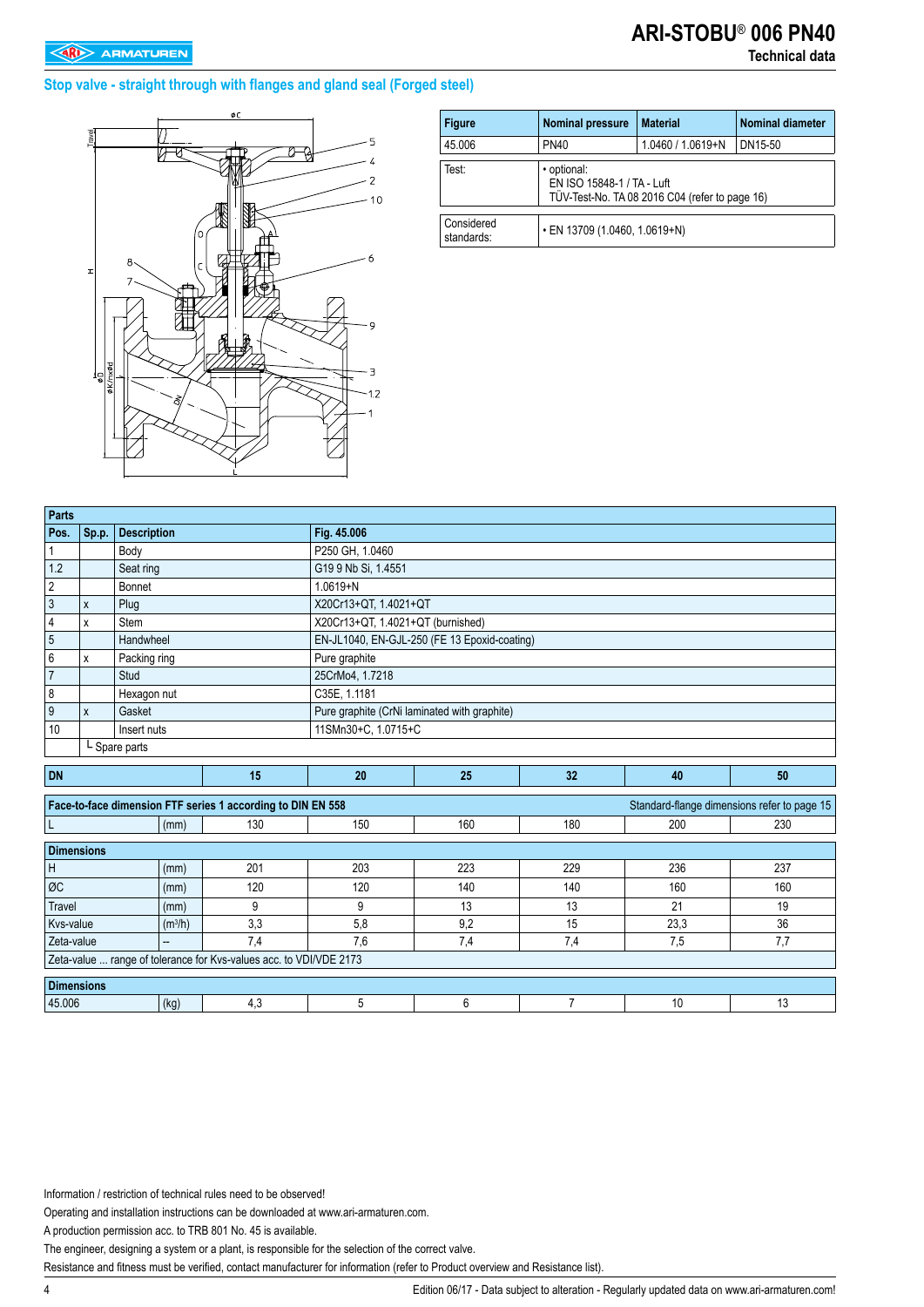# ARI-STOBU® 006 PN40

## Technical data

### Stop valve - straight through with flanges and gland seal (Forged steel)

| Figure | Nominal pressure | Material | Nominal diameter |
|---|---|---|---|
| 45.006 | PN40 | 1.0460 / 1.0619+N | DN15-50 |

| | |
|---|---|
| Test: | • optional: EN ISO 15848-1 / TA - Luft TÜV-Test-No. TA 08 2016 C04 (refer to page 16) |

| | |
|---|---|
| Considered standards: | • EN 13709 (1.0460, 1.0619+N) |

| Parts | | | |
|---|---|---|---|
| **Pos.** | **Sp.p.** | **Description** | **Fig. 45.006** |
| 1 | | Body | P250 GH, 1.0460 |
| 1.2 | | Seat ring | G19 9 Nb Si, 1.4551 |
| 2 | | Bonnet | 1.0619+N |
| 3 | x | Plug | X20Cr13+QT, 1.4021+QT |
| 4 | x | Stem | X20Cr13+QT, 1.4021+QT (burnished) |
| 5 | | Handwheel | EN-JL1040, EN-GJL-250 (FE 13 Epoxid-coating) |
| 6 | x | Packing ring | Pure graphite |
| 7 | | Stud | 25CrMo4, 1.7218 |
| 8 | | Hexagon nut | C35E, 1.1181 |
| 9 | x | Gasket | Pure graphite (CrNi laminated with graphite) |
| 10 | | Insert nuts | 11SMn30+C, 1.0715+C |
| | └ Spare parts | | |

| DN | | 15 | 20 | 25 | 32 | 40 | 50 |
|---|---|---|---|---|---|---|---|
| **Face-to-face dimension FTF series 1 according to DIN EN 558** | | | | | | Standard-flange dimensions refer to page 15 | |
| L | (mm) | 130 | 150 | 160 | 180 | 200 | 230 |
| **Dimensions** | | | | | | | |
| H | (mm) | 201 | 203 | 223 | 229 | 236 | 237 |
| ØC | (mm) | 120 | 120 | 140 | 140 | 160 | 160 |
| Travel | (mm) | 9 | 9 | 13 | 13 | 21 | 19 |
| Kvs-value | (m³/h) | 3,3 | 5,8 | 9,2 | 15 | 23,3 | 36 |
| Zeta-value | -- | 7,4 | 7,6 | 7,4 | 7,4 | 7,5 | 7,7 |
| Zeta-value ... range of tolerance for Kvs-values acc. to VDI/VDE 2173 | | | | | | | |
| **Dimensions** | | | | | | | |
| 45.006 | (kg) | 4,3 | 5 | 6 | 7 | 10 | 13 |

Information / restriction of technical rules need to be observed!

Operating and installation instructions can be downloaded at www.ari-armaturen.com.

A production permission acc. to TRB 801 No. 45 is available.

The engineer, designing a system or a plant, is responsible for the selection of the correct valve.

Resistance and fitness must be verified, contact manufacturer for information (refer to Product overview and Resistance list).

Edition 06/17 - Data subject to alteration - Regularly updated data on www.ari-armaturen.com!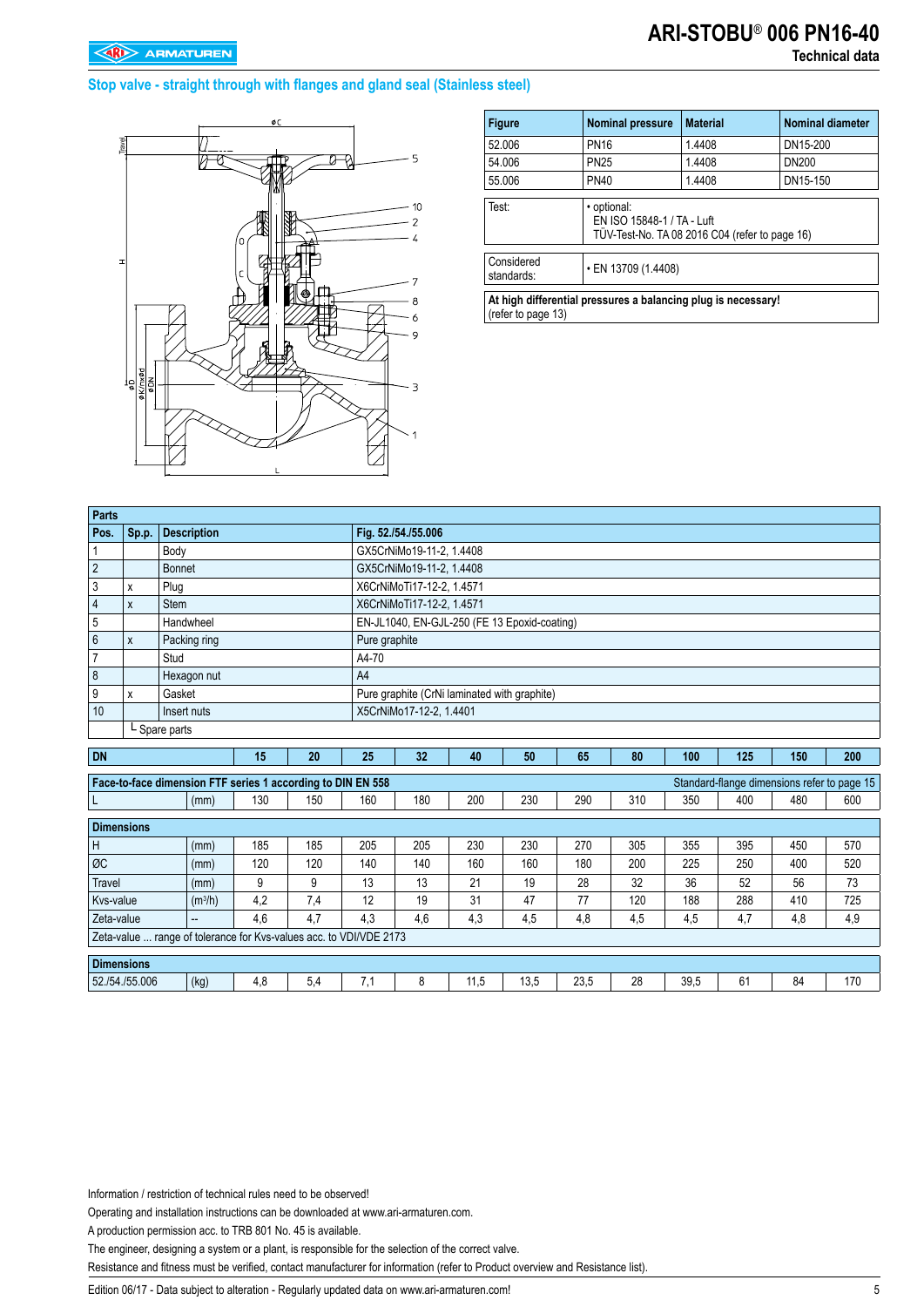# ARI-STOBU® 006 PN16-40

Technical data

## Stop valve - straight through with flanges and gland seal (Stainless steel)

| Figure | Nominal pressure | Material | Nominal diameter |
|---|---|---|---|
| 52.006 | PN16 | 1.4408 | DN15-200 |
| 54.006 | PN25 | 1.4408 | DN200 |
| 55.006 | PN40 | 1.4408 | DN15-150 |

| | |
|---|---|
| Test: | • optional: EN ISO 15848-1 / TA - Luft TÜV-Test-No. TA 08 2016 C04 (refer to page 16) |

| | |
|---|---|
| Considered standards: | • EN 13709 (1.4408) |

**At high differential pressures a balancing plug is necessary!** (refer to page 13)

| Parts | | | |
|---|---|---|---|
| **Pos.** | **Sp.p.** | **Description** | **Fig. 52./54./55.006** |
| 1 | | Body | GX5CrNiMo19-11-2, 1.4408 |
| 2 | | Bonnet | GX5CrNiMo19-11-2, 1.4408 |
| 3 | x | Plug | X6CrNiMoTi17-12-2, 1.4571 |
| 4 | x | Stem | X6CrNiMoTi17-12-2, 1.4571 |
| 5 | | Handwheel | EN-JL1040, EN-GJL-250 (FE 13 Epoxid-coating) |
| 6 | x | Packing ring | Pure graphite |
| 7 | | Stud | A4-70 |
| 8 | | Hexagon nut | A4 |
| 9 | x | Gasket | Pure graphite (CrNi laminated with graphite) |
| 10 | | Insert nuts | X5CrNiMo17-12-2, 1.4401 |
| | └ Spare parts | | |

| DN | | 15 | 20 | 25 | 32 | 40 | 50 | 65 | 80 | 100 | 125 | 150 | 200 |
|---|---|---|---|---|---|---|---|---|---|---|---|---|---|
| **Face-to-face dimension FTF series 1 according to DIN EN 558** | | | | | | | | | Standard-flange dimensions refer to page 15 | | | | |
| L | (mm) | 130 | 150 | 160 | 180 | 200 | 230 | 290 | 310 | 350 | 400 | 480 | 600 |
| **Dimensions** | | | | | | | | | | | | | |
| H | (mm) | 185 | 185 | 205 | 205 | 230 | 230 | 270 | 305 | 355 | 395 | 450 | 570 |
| ØC | (mm) | 120 | 120 | 140 | 140 | 160 | 160 | 180 | 200 | 225 | 250 | 400 | 520 |
| Travel | (mm) | 9 | 9 | 13 | 13 | 21 | 19 | 28 | 32 | 36 | 52 | 56 | 73 |
| Kvs-value | ($m^3$/h) | 4,2 | 7,4 | 12 | 19 | 31 | 47 | 77 | 120 | 188 | 288 | 410 | 725 |
| Zeta-value | -- | 4,6 | 4,7 | 4,3 | 4,6 | 4,3 | 4,5 | 4,8 | 4,5 | 4,5 | 4,7 | 4,8 | 4,9 |
| Zeta-value ... range of tolerance for Kvs-values acc. to VDI/VDE 2173 | | | | | | | | | | | | | |
| **Dimensions** | | | | | | | | | | | | | |
| 52./54./55.006 | (kg) | 4,8 | 5,4 | 7,1 | 8 | 11,5 | 13,5 | 23,5 | 28 | 39,5 | 61 | 84 | 170 |

Information / restriction of technical rules need to be observed!

Operating and installation instructions can be downloaded at www.ari-armaturen.com.

A production permission acc. to TRB 801 No. 45 is available.

The engineer, designing a system or a plant, is responsible for the selection of the correct valve.

Resistance and fitness must be verified, contact manufacturer for information (refer to Product overview and Resistance list).

Edition 06/17 - Data subject to alteration - Regularly updated data on www.ari-armaturen.com!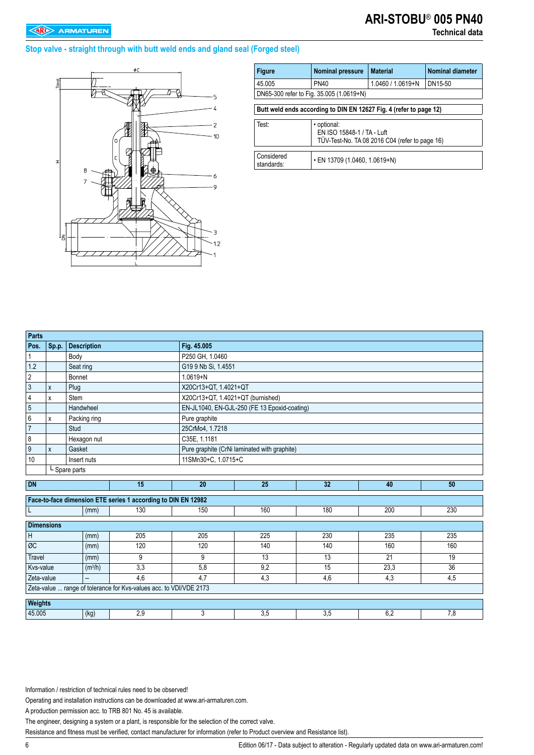# ARI-STOBU® 005 PN40

Technical data

## Stop valve - straight through with butt weld ends and gland seal (Forged steel)

| Figure | Nominal pressure | Material | Nominal diameter |
|---|---|---|---|
| 45.005 | PN40 | 1.0460 / 1.0619+N | DN15-50 |
| DN65-300 refer to Fig. 35.005 (1.0619+N) | | | |

**Butt weld ends according to DIN EN 12627 Fig. 4 (refer to page 12)**

| Test: | • optional: EN ISO 15848-1 / TA - Luft TÜV-Test-No. TA 08 2016 C04 (refer to page 16) |
|---|---|
| Considered standards: | • EN 13709 (1.0460, 1.0619+N) |

| Pos. | Sp.p. | Description | Fig. 45.005 |
|---|---|---|---|
| 1 | | Body | P250 GH, 1.0460 |
| 1.2 | | Seat ring | G19 9 Nb Si, 1.4551 |
| 2 | | Bonnet | 1.0619+N |
| 3 | x | Plug | X20Cr13+QT, 1.4021+QT |
| 4 | x | Stem | X20Cr13+QT, 1.4021+QT (burnished) |
| 5 | | Handwheel | EN-JL1040, EN-GJL-250 (FE 13 Epoxid-coating) |
| 6 | x | Packing ring | Pure graphite |
| 7 | | Stud | 25CrMo4, 1.7218 |
| 8 | | Hexagon nut | C35E, 1.1181 |
| 9 | x | Gasket | Pure graphite (CrNi laminated with graphite) |
| 10 | | Insert nuts | 11SMn30+C, 1.0715+C |
| | └ Spare parts | | |

| DN | | 15 | 20 | 25 | 32 | 40 | 50 |
|---|---|---|---|---|---|---|---|
| **Face-to-face dimension ETE series 1 according to DIN EN 12982** | | | | | | | |
| L | (mm) | 130 | 150 | 160 | 180 | 200 | 230 |
| **Dimensions** | | | | | | | |
| H | (mm) | 205 | 205 | 225 | 230 | 235 | 235 |
| ØC | (mm) | 120 | 120 | 140 | 140 | 160 | 160 |
| Travel | (mm) | 9 | 9 | 13 | 13 | 21 | 19 |
| Kvs-value | ($m^3/h$) | 3,3 | 5,8 | 9,2 | 15 | 23,3 | 36 |
| Zeta-value | -- | 4,6 | 4,7 | 4,3 | 4,6 | 4,3 | 4,5 |
| Zeta-value ... range of tolerance for Kvs-values acc. to VDI/VDE 2173 | | | | | | | |
| **Weights** | | | | | | | |
| 45.005 | (kg) | 2,9 | 3 | 3,5 | 3,5 | 6,2 | 7,8 |

Information / restriction of technical rules need to be observed!

Operating and installation instructions can be downloaded at www.ari-armaturen.com.

A production permission acc. to TRB 801 No. 45 is available.

The engineer, designing a system or a plant, is responsible for the selection of the correct valve.

Resistance and fitness must be verified, contact manufacturer for information (refer to Product overview and Resistance list).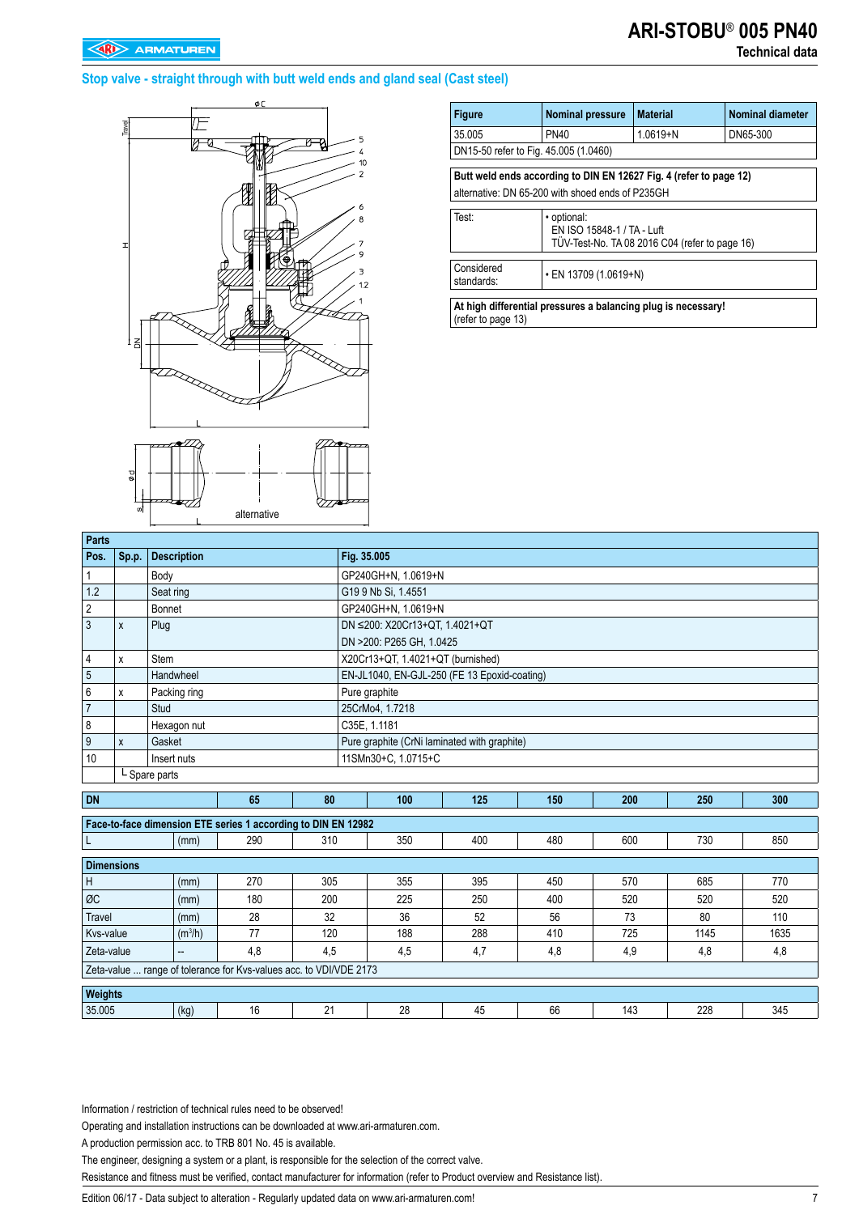# ARI-STOBU® 005 PN40

Technical data

## Stop valve - straight through with butt weld ends and gland seal (Cast steel)

alternative

| Figure | Nominal pressure | Material | Nominal diameter |
|---|---|---|---|
| 35.005 | PN40 | 1.0619+N | DN65-300 |
| DN15-50 refer to Fig. 45.005 (1.0460) | | | |

**Butt weld ends according to DIN EN 12627 Fig. 4 (refer to page 12)**
alternative: DN 65-200 with shoed ends of P235GH

| | |
|---|---|
| Test: | • optional: EN ISO 15848-1 / TA - Luft TÜV-Test-No. TA 08 2016 C04 (refer to page 16) |
| Considered standards: | • EN 13709 (1.0619+N) |

**At high differential pressures a balancing plug is necessary!**
(refer to page 13)

**Parts**

| Pos. | Sp.p. | Description | Fig. 35.005 |
|---|---|---|---|
| 1 | | Body | GP240GH+N, 1.0619+N |
| 1.2 | | Seat ring | G19 9 Nb Si, 1.4551 |
| 2 | | Bonnet | GP240GH+N, 1.0619+N |
| 3 | x | Plug | DN ≤200: X20Cr13+QT, 1.4021+QT |
| | | | DN >200: P265 GH, 1.0425 |
| 4 | x | Stem | X20Cr13+QT, 1.4021+QT (burnished) |
| 5 | | Handwheel | EN-JL1040, EN-GJL-250 (FE 13 Epoxid-coating) |
| 6 | x | Packing ring | Pure graphite |
| 7 | | Stud | 25CrMo4, 1.7218 |
| 8 | | Hexagon nut | C35E, 1.1181 |
| 9 | x | Gasket | Pure graphite (CrNi laminated with graphite) |
| 10 | | Insert nuts | 11SMn30+C, 1.0715+C |
| | └ Spare parts | | |

| DN | | 65 | 80 | 100 | 125 | 150 | 200 | 250 | 300 |
|---|---|---|---|---|---|---|---|---|---|
| **Face-to-face dimension ETE series 1 according to DIN EN 12982** | | | | | | | | | |
| L | (mm) | 290 | 310 | 350 | 400 | 480 | 600 | 730 | 850 |
| **Dimensions** | | | | | | | | | |
| H | (mm) | 270 | 305 | 355 | 395 | 450 | 570 | 685 | 770 |
| ØC | (mm) | 180 | 200 | 225 | 250 | 400 | 520 | 520 | 520 |
| Travel | (mm) | 28 | 32 | 36 | 52 | 56 | 73 | 80 | 110 |
| Kvs-value | ($m^3/h$) | 77 | 120 | 188 | 288 | 410 | 725 | 1145 | 1635 |
| Zeta-value | -- | 4,8 | 4,5 | 4,5 | 4,7 | 4,8 | 4,9 | 4,8 | 4,8 |
| Zeta-value ... range of tolerance for Kvs-values acc. to VDI/VDE 2173 | | | | | | | | | |
| **Weights** | | | | | | | | | |
| 35.005 | (kg) | 16 | 21 | 28 | 45 | 66 | 143 | 228 | 345 |

Information / restriction of technical rules need to be observed!

Operating and installation instructions can be downloaded at www.ari-armaturen.com.

A production permission acc. to TRB 801 No. 45 is available.

The engineer, designing a system or a plant, is responsible for the selection of the correct valve.

Resistance and fitness must be verified, contact manufacturer for information (refer to Product overview and Resistance list).

Edition 06/17 - Data subject to alteration - Regularly updated data on www.ari-armaturen.com!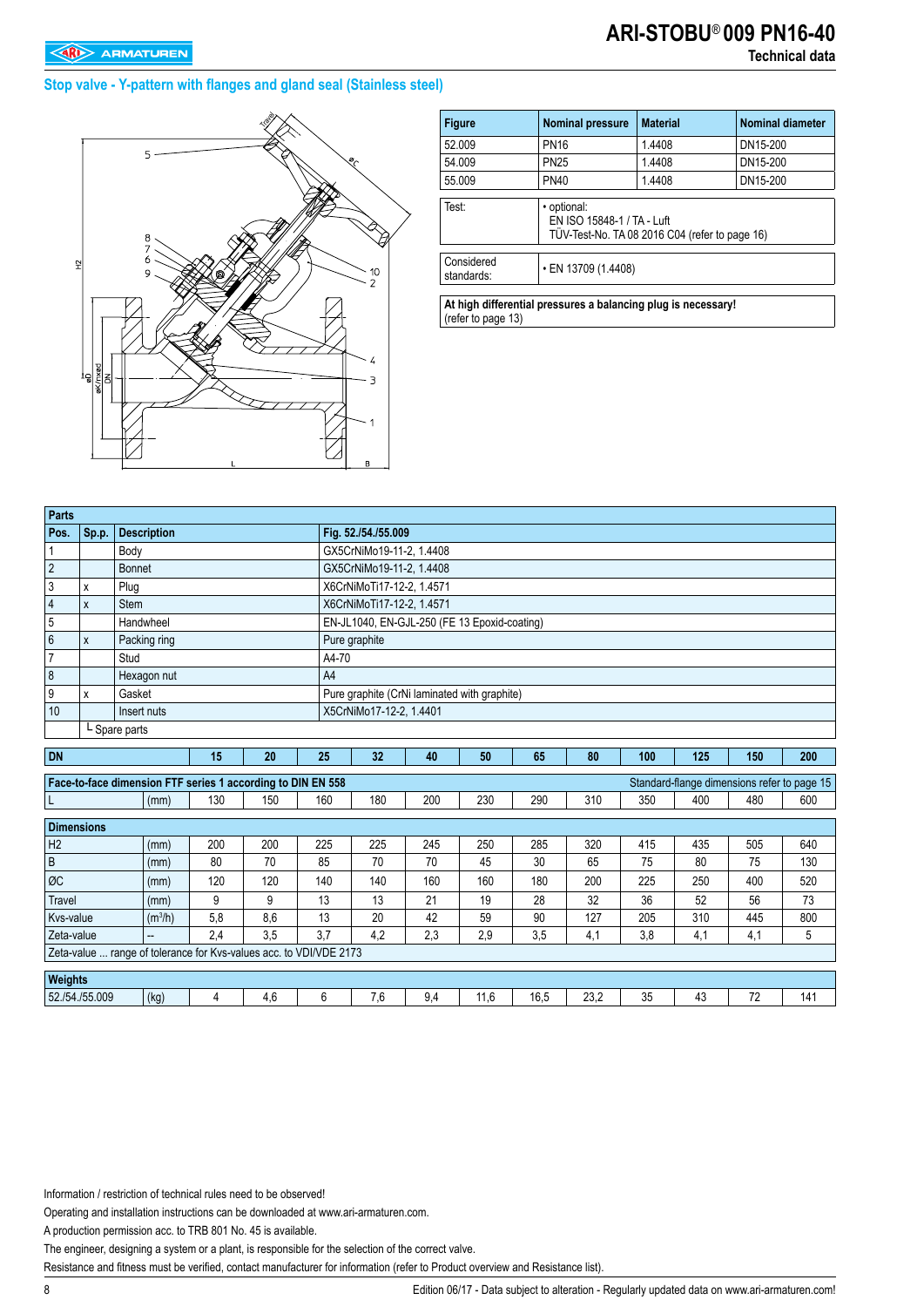# ARI-STOBU® 009 PN16-40

Technical data

## Stop valve - Y-pattern with flanges and gland seal (Stainless steel)

| Figure | Nominal pressure | Material | Nominal diameter |
|---|---|---|---|
| 52.009 | PN16 | 1.4408 | DN15-200 |
| 54.009 | PN25 | 1.4408 | DN15-200 |
| 55.009 | PN40 | 1.4408 | DN15-200 |

| | |
|---|---|
| Test: | • optional: EN ISO 15848-1 / TA - Luft TÜV-Test-No. TA 08 2016 C04 (refer to page 16) |
| Considered standards: | • EN 13709 (1.4408) |

**At high differential pressures a balancing plug is necessary!**
(refer to page 13)

| Parts | | | |
|---|---|---|---|
| **Pos.** | **Sp.p.** | **Description** | **Fig. 52./54./55.009** |
| 1 | | Body | GX5CrNiMo19-11-2, 1.4408 |
| 2 | | Bonnet | GX5CrNiMo19-11-2, 1.4408 |
| 3 | x | Plug | X6CrNiMoTi17-12-2, 1.4571 |
| 4 | x | Stem | X6CrNiMoTi17-12-2, 1.4571 |
| 5 | | Handwheel | EN-JL1040, EN-GJL-250 (FE 13 Epoxid-coating) |
| 6 | x | Packing ring | Pure graphite |
| 7 | | Stud | A4-70 |
| 8 | | Hexagon nut | A4 |
| 9 | x | Gasket | Pure graphite (CrNi laminated with graphite) |
| 10 | | Insert nuts | X5CrNiMo17-12-2, 1.4401 |
| | └ Spare parts | | |

| DN | | 15 | 20 | 25 | 32 | 40 | 50 | 65 | 80 | 100 | 125 | 150 | 200 |
|---|---|---|---|---|---|---|---|---|---|---|---|---|---|
| **Face-to-face dimension FTF series 1 according to DIN EN 558** | | | | | | | | | Standard-flange dimensions refer to page 15 | | | | |
| L | (mm) | 130 | 150 | 160 | 180 | 200 | 230 | 290 | 310 | 350 | 400 | 480 | 600 |
| **Dimensions** | | | | | | | | | | | | | |
| H2 | (mm) | 200 | 200 | 225 | 225 | 245 | 250 | 285 | 320 | 415 | 435 | 505 | 640 |
| B | (mm) | 80 | 70 | 85 | 70 | 70 | 45 | 30 | 65 | 75 | 80 | 75 | 130 |
| ØC | (mm) | 120 | 120 | 140 | 140 | 160 | 160 | 180 | 200 | 225 | 250 | 400 | 520 |
| Travel | (mm) | 9 | 9 | 13 | 13 | 21 | 19 | 28 | 32 | 36 | 52 | 56 | 73 |
| Kvs-value | ($m^3$/h) | 5,8 | 8,6 | 13 | 20 | 42 | 59 | 90 | 127 | 205 | 310 | 445 | 800 |
| Zeta-value | -- | 2,4 | 3,5 | 3,7 | 4,2 | 2,3 | 2,9 | 3,5 | 4,1 | 3,8 | 4,1 | 4,1 | 5 |
| Zeta-value ... range of tolerance for Kvs-values acc. to VDI/VDE 2173 | | | | | | | | | | | | | |
| **Weights** | | | | | | | | | | | | | |
| 52./54./55.009 | (kg) | 4 | 4,6 | 6 | 7,6 | 9,4 | 11,6 | 16,5 | 23,2 | 35 | 43 | 72 | 141 |

Information / restriction of technical rules need to be observed!

Operating and installation instructions can be downloaded at www.ari-armaturen.com.

A production permission acc. to TRB 801 No. 45 is available.

The engineer, designing a system or a plant, is responsible for the selection of the correct valve.

Resistance and fitness must be verified, contact manufacturer for information (refer to Product overview and Resistance list).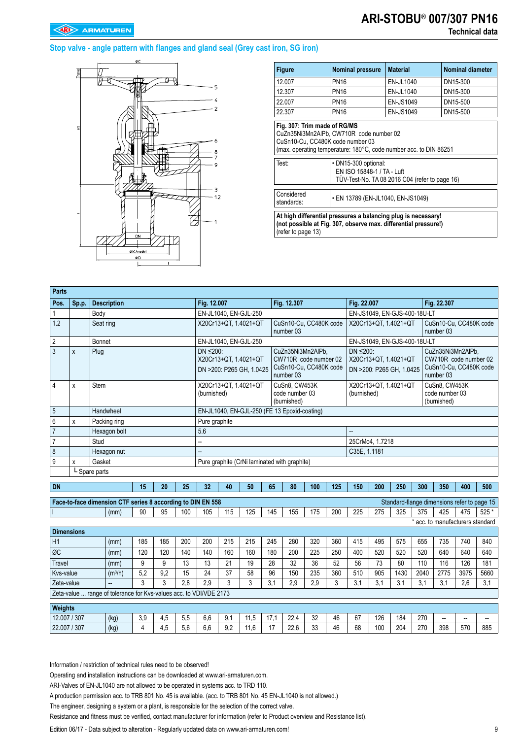# ARI-STOBU® 007/307 PN16

Technical data

## Stop valve - angle pattern with flanges and gland seal (Grey cast iron, SG iron)

| Figure | Nominal pressure | Material | Nominal diameter |
|---|---|---|---|
| 12.007 | PN16 | EN-JL1040 | DN15-300 |
| 12.307 | PN16 | EN-JL1040 | DN15-300 |
| 22.007 | PN16 | EN-JS1049 | DN15-500 |
| 22.307 | PN16 | EN-JS1049 | DN15-500 |

**Fig. 307: Trim made of RG/MS**
CuZn35Ni3Mn2AlPb, CW710R code number 02
CuSn10-Cu, CC480K code number 03
(max. operating temperature: 180°C, code number acc. to DIN 86251

| | |
|---|---|
| Test: | • DN15-300 optional: EN ISO 15848-1 / TA - Luft TÜV-Test-No. TA 08 2016 C04 (refer to page 16) |
| Considered standards: | • EN 13789 (EN-JL1040, EN-JS1049) |

**At high differential pressures a balancing plug is necessary!**
**(not possible at Fig. 307, observe max. differential pressure!)**
(refer to page 13)

### Parts

| Pos. | Sp.p. | Description | Fig. 12.007 | Fig. 12.307 | Fig. 22.007 | Fig. 22.307 |
|---|---|---|---|---|---|---|
| 1 | | Body | EN-JL1040, EN-GJL-250 | | EN-JS1049, EN-GJS-400-18U-LT | |
| 1.2 | | Seat ring | X20Cr13+QT, 1.4021+QT | CuSn10-Cu, CC480K code number 03 | X20Cr13+QT, 1.4021+QT | CuSn10-Cu, CC480K code number 03 |
| 2 | | Bonnet | EN-JL1040, EN-GJL-250 | | EN-JS1049, EN-GJS-400-18U-LT | |
| 3 | x | Plug | DN ≤200: X20Cr13+QT, 1.4021+QT DN >200: P265 GH, 1.0425 | CuZn35Ni3Mn2AlPb, CW710R code number 02 CuSn10-Cu, CC480K code number 03 | DN ≤200: X20Cr13+QT, 1.4021+QT DN >200: P265 GH, 1.0425 | CuZn35Ni3Mn2AlPb, CW710R code number 02 CuSn10-Cu, CC480K code number 03 |
| 4 | x | Stem | X20Cr13+QT, 1.4021+QT (burnished) | CuSn8, CW453K code number 03 (burnished) | X20Cr13+QT, 1.4021+QT (burnished) | CuSn8, CW453K code number 03 (burnished) |
| 5 | | Handwheel | EN-JL1040, EN-GJL-250 (FE 13 Epoxid-coating) | | | |
| 6 | x | Packing ring | Pure graphite | | | |
| 7 | | Hexagon bolt | 5.6 | | -- | |
| 7 | | Stud | -- | | 25CrMo4, 1.7218 | |
| 8 | | Hexagon nut | -- | | C35E, 1.1181 | |
| 9 | x | Gasket | Pure graphite (CrNi laminated with graphite) | | | |
| | └ Spare parts | | | | | |

| DN | | 15 | 20 | 25 | 32 | 40 | 50 | 65 | 80 | 100 | 125 | 150 | 200 | 250 | 300 | 350 | 400 | 500 |
|---|---|---|---|---|---|---|---|---|---|---|---|---|---|---|---|---|---|---|
| **Face-to-face dimension CTF series 8 according to DIN EN 558** (Standard-flange dimensions refer to page 15) | | | | | | | | | | | | | | | | | | |
| l | (mm) | 90 | 95 | 100 | 105 | 115 | 125 | 145 | 155 | 175 | 200 | 225 | 275 | 325 | 375 | 425 | 475 | 525 * |
| **Dimensions** | | | | | | | | | | | | | | | | | | |
| H1 | (mm) | 185 | 185 | 200 | 200 | 215 | 215 | 245 | 280 | 320 | 360 | 415 | 495 | 575 | 655 | 735 | 740 | 840 |
| ØC | (mm) | 120 | 120 | 140 | 140 | 160 | 160 | 180 | 200 | 225 | 250 | 400 | 520 | 520 | 520 | 640 | 640 | 640 |
| Travel | (mm) | 9 | 9 | 13 | 13 | 21 | 19 | 28 | 32 | 36 | 52 | 56 | 73 | 80 | 110 | 116 | 126 | 181 |
| Kvs-value | ($m^3$/h) | 5,2 | 9,2 | 15 | 24 | 37 | 58 | 96 | 150 | 235 | 360 | 510 | 905 | 1430 | 2040 | 2775 | 3975 | 5660 |
| Zeta-value | -- | 3 | 3 | 2,8 | 2,9 | 3 | 3 | 3,1 | 2,9 | 2,9 | 3 | 3,1 | 3,1 | 3,1 | 3,1 | 3,1 | 2,6 | 3,1 |
| **Weights** | | | | | | | | | | | | | | | | | | |
| 12.007 / 307 | (kg) | 3,9 | 4,5 | 5,5 | 6,6 | 9,1 | 11,5 | 17,1 | 22,4 | 32 | 46 | 67 | 126 | 184 | 270 | -- | -- | -- |
| 22.007 / 307 | (kg) | 4 | 4,5 | 5,6 | 6,6 | 9,2 | 11,6 | 17 | 22,6 | 33 | 46 | 68 | 100 | 204 | 270 | 398 | 570 | 885 |

\* acc. to manufacturers standard

Zeta-value ... range of tolerance for Kvs-values acc. to VDI/VDE 2173

Information / restriction of technical rules need to be observed!
Operating and installation instructions can be downloaded at www.ari-armaturen.com.
ARI-Valves of EN-JL1040 are not allowed to be operated in systems acc. to TRD 110.
A production permission acc. to TRB 801 No. 45 is available. (acc. to TRB 801 No. 45 EN-JL1040 is not allowed.)
The engineer, designing a system or a plant, is responsible for the selection of the correct valve.
Resistance and fitness must be verified, contact manufacturer for information (refer to Product overview and Resistance list).

Edition 06/17 - Data subject to alteration - Regularly updated data on www.ari-armaturen.com!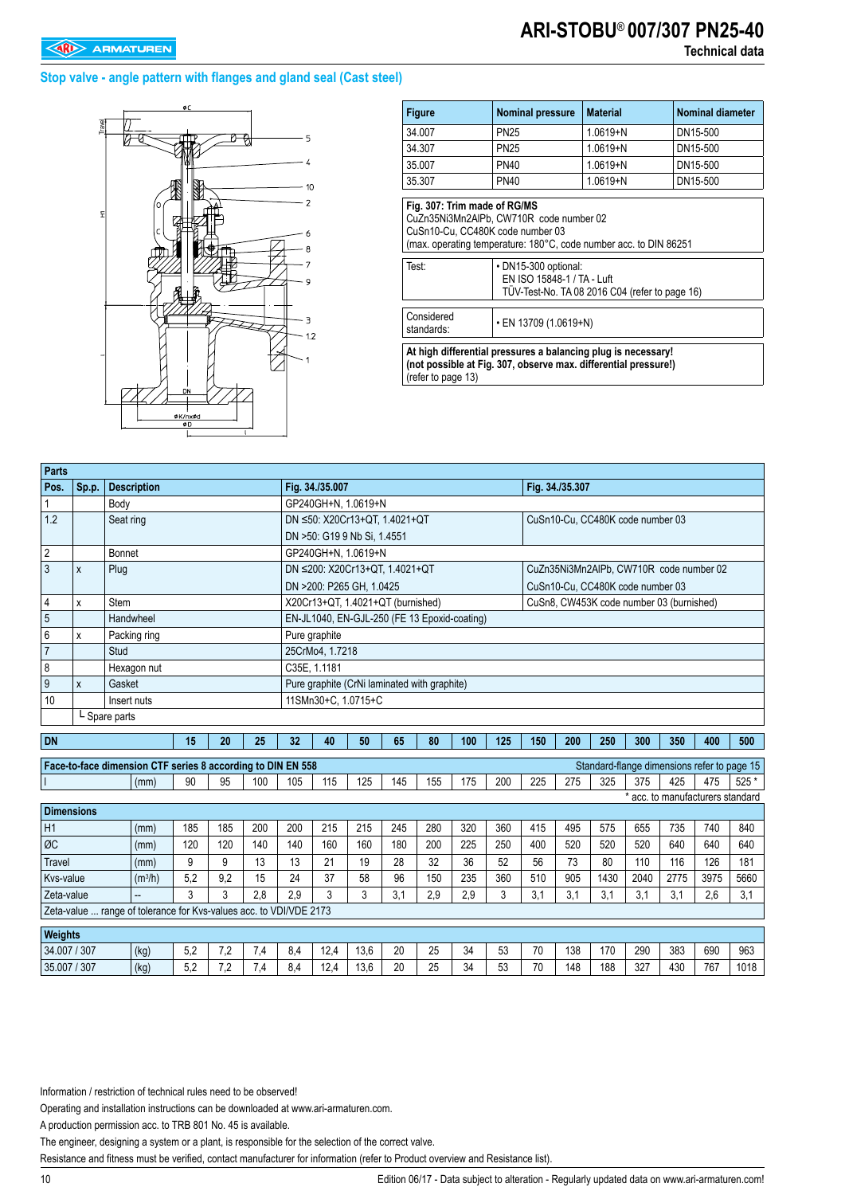# ARI-STOBU® 007/307 PN25-40

Technical data

## Stop valve - angle pattern with flanges and gland seal (Cast steel)

| Figure | Nominal pressure | Material | Nominal diameter |
|---|---|---|---|
| 34.007 | PN25 | 1.0619+N | DN15-500 |
| 34.307 | PN25 | 1.0619+N | DN15-500 |
| 35.007 | PN40 | 1.0619+N | DN15-500 |
| 35.307 | PN40 | 1.0619+N | DN15-500 |

**Fig. 307: Trim made of RG/MS**
CuZn35Ni3Mn2AlPb, CW710R code number 02
CuSn10-Cu, CC480K code number 03
(max. operating temperature: 180°C, code number acc. to DIN 86251

| | |
|---|---|
| Test: | • DN15-300 optional: EN ISO 15848-1 / TA - Luft TÜV-Test-No. TA 08 2016 C04 (refer to page 16) |

| | |
|---|---|
| Considered standards: | • EN 13709 (1.0619+N) |

**At high differential pressures a balancing plug is necessary!**
**(not possible at Fig. 307, observe max. differential pressure!)**
(refer to page 13)

| Pos. | Sp.p. | Description | Fig. 34./35.007 | Fig. 34./35.307 |
|---|---|---|---|---|
| 1 | | Body | GP240GH+N, 1.0619+N | |
| 1.2 | | Seat ring | DN ≤50: X20Cr13+QT, 1.4021+QT<br>DN >50: G19 9 Nb Si, 1.4551 | CuSn10-Cu, CC480K code number 03 |
| 2 | | Bonnet | GP240GH+N, 1.0619+N | |
| 3 | x | Plug | DN ≤200: X20Cr13+QT, 1.4021+QT<br>DN >200: P265 GH, 1.0425 | CuZn35Ni3Mn2AlPb, CW710R code number 02<br>CuSn10-Cu, CC480K code number 03 |
| 4 | x | Stem | X20Cr13+QT, 1.4021+QT (burnished) | CuSn8, CW453K code number 03 (burnished) |
| 5 | | Handwheel | EN-JL1040, EN-GJL-250 (FE 13 Epoxid-coating) | |
| 6 | x | Packing ring | Pure graphite | |
| 7 | | Stud | 25CrMo4, 1.7218 | |
| 8 | | Hexagon nut | C35E, 1.1181 | |
| 9 | x | Gasket | Pure graphite (CrNi laminated with graphite) | |
| 10 | | Insert nuts | 11SMn30+C, 1.0715+C | |

└ Spare parts

| DN | | 15 | 20 | 25 | 32 | 40 | 50 | 65 | 80 | 100 | 125 | 150 | 200 | 250 | 300 | 350 | 400 | 500 |
|---|---|---|---|---|---|---|---|---|---|---|---|---|---|---|---|---|---|---|
| **Face-to-face dimension CTF series 8 according to DIN EN 558** (Standard-flange dimensions refer to page 15) | | | | | | | | | | | | | | | | | | |
| l | (mm) | 90 | 95 | 100 | 105 | 115 | 125 | 145 | 155 | 175 | 200 | 225 | 275 | 325 | 375 | 425 | 475 | 525 * |
| **Dimensions** | | | | | | | | | | | | | | | | | | |
| H1 | (mm) | 185 | 185 | 200 | 200 | 215 | 215 | 245 | 280 | 320 | 360 | 415 | 495 | 575 | 655 | 735 | 740 | 840 |
| ØC | (mm) | 120 | 120 | 140 | 140 | 160 | 160 | 180 | 200 | 225 | 250 | 400 | 520 | 520 | 520 | 640 | 640 | 640 |
| Travel | (mm) | 9 | 9 | 13 | 13 | 21 | 19 | 28 | 32 | 36 | 52 | 56 | 73 | 80 | 110 | 116 | 126 | 181 |
| Kvs-value | ($m^3/h$) | 5,2 | 9,2 | 15 | 24 | 37 | 58 | 96 | 150 | 235 | 360 | 510 | 905 | 1430 | 2040 | 2775 | 3975 | 5660 |
| Zeta-value | -- | 3 | 3 | 2,8 | 2,9 | 3 | 3 | 3,1 | 2,9 | 2,9 | 3 | 3,1 | 3,1 | 3,1 | 3,1 | 3,1 | 2,6 | 3,1 |
| **Weights** | | | | | | | | | | | | | | | | | | |
| 34.007 / 307 | (kg) | 5,2 | 7,2 | 7,4 | 8,4 | 12,4 | 13,6 | 20 | 25 | 34 | 53 | 70 | 138 | 170 | 290 | 383 | 690 | 963 |
| 35.007 / 307 | (kg) | 5,2 | 7,2 | 7,4 | 8,4 | 12,4 | 13,6 | 20 | 25 | 34 | 53 | 70 | 148 | 188 | 327 | 430 | 767 | 1018 |

\* acc. to manufacturers standard

Zeta-value ... range of tolerance for Kvs-values acc. to VDI/VDE 2173

Information / restriction of technical rules need to be observed!

Operating and installation instructions can be downloaded at www.ari-armaturen.com.

A production permission acc. to TRB 801 No. 45 is available.

The engineer, designing a system or a plant, is responsible for the selection of the correct valve.

Resistance and fitness must be verified, contact manufacturer for information (refer to Product overview and Resistance list).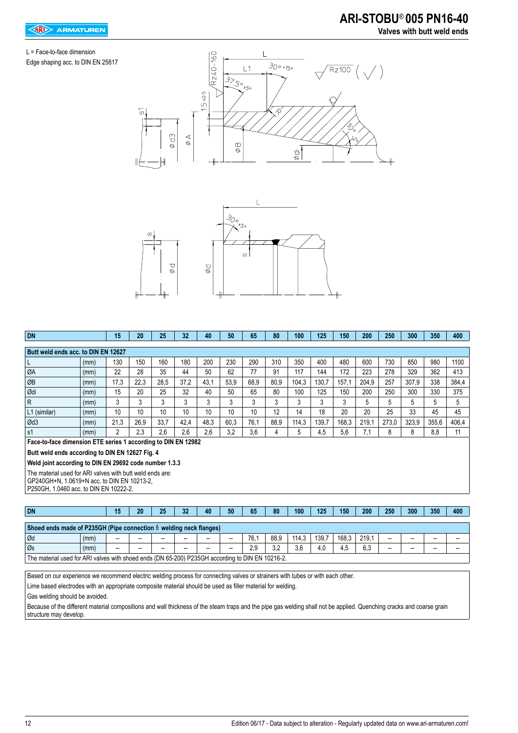# ARI-STOBU® 005 PN16-40

## Valves with butt weld ends

L = Face-to-face dimension

Edge shaping acc. to DIN EN 25817

| DN | | 15 | 20 | 25 | 32 | 40 | 50 | 65 | 80 | 100 | 125 | 150 | 200 | 250 | 300 | 350 | 400 |
|---|---|---|---|---|---|---|---|---|---|---|---|---|---|---|---|---|---|
| **Butt weld ends acc. to DIN EN 12627** | | | | | | | | | | | | | | | | | |
| L | (mm) | 130 | 150 | 160 | 180 | 200 | 230 | 290 | 310 | 350 | 400 | 480 | 600 | 730 | 850 | 980 | 1100 |
| ØA | (mm) | 22 | 28 | 35 | 44 | 50 | 62 | 77 | 91 | 117 | 144 | 172 | 223 | 278 | 329 | 362 | 413 |
| ØB | (mm) | 17,3 | 22,3 | 28,5 | 37,2 | 43,1 | 53,9 | 68,9 | 80,9 | 104,3 | 130,7 | 157,1 | 204,9 | 257 | 307,9 | 338 | 384,4 |
| Ødi | (mm) | 15 | 20 | 25 | 32 | 40 | 50 | 65 | 80 | 100 | 125 | 150 | 200 | 250 | 300 | 330 | 375 |
| R | (mm) | 3 | 3 | 3 | 3 | 3 | 3 | 3 | 3 | 3 | 3 | 3 | 5 | 5 | 5 | 5 | 5 |
| L1 (similar) | (mm) | 10 | 10 | 10 | 10 | 10 | 10 | 10 | 12 | 14 | 18 | 20 | 20 | 25 | 33 | 45 | 45 |
| Ød3 | (mm) | 21,3 | 26,9 | 33,7 | 42,4 | 48,3 | 60,3 | 76,1 | 88,9 | 114,3 | 139,7 | 168,3 | 219,1 | 273,0 | 323,9 | 355,6 | 406,4 |
| s1 | (mm) | 2 | 2,3 | 2,6 | 2,6 | 2,6 | 3,2 | 3,6 | 4 | 5 | 4,5 | 5,6 | 7,1 | 8 | 8 | 8,8 | 11 |

**Face-to-face dimension ETE series 1 according to DIN EN 12982**

**Butt weld ends according to DIN EN 12627 Fig. 4**

**Weld joint according to DIN EN 29692 code number 1.3.3**

The material used for ARI valves with butt weld ends are:
GP240GH+N, 1.0619+N acc. to DIN EN 10213-2,
P250GH, 1.0460 acc. to DIN EN 10222-2.

| DN | | 15 | 20 | 25 | 32 | 40 | 50 | 65 | 80 | 100 | 125 | 150 | 200 | 250 | 300 | 350 | 400 |
|---|---|---|---|---|---|---|---|---|---|---|---|---|---|---|---|---|---|
| **Shoed ends made of P235GH (Pipe connection ≙ welding neck flanges)** | | | | | | | | | | | | | | | | | |
| Ød | (mm) | -- | -- | -- | -- | -- | -- | 76,1 | 88,9 | 114,3 | 139,7 | 168,3 | 219,1 | -- | -- | -- | -- |
| Øs | (mm) | -- | -- | -- | -- | -- | -- | 2,9 | 3,2 | 3,6 | 4,0 | 4,5 | 6,3 | -- | -- | -- | -- |

The material used for ARI valves with shoed ends (DN 65-200) P235GH according to DIN EN 10216-2.

Based on our experience we recommend electric welding process for connecting valves or strainers with tubes or with each other.

Lime based electrodes with an appropriate composite material should be used as filler material for welding.

Gas welding should be avoided.

Because of the different material compositions and wall thickness of the steam traps and the pipe gas welding shall not be applied. Quenching cracks and coarse grain structure may develop.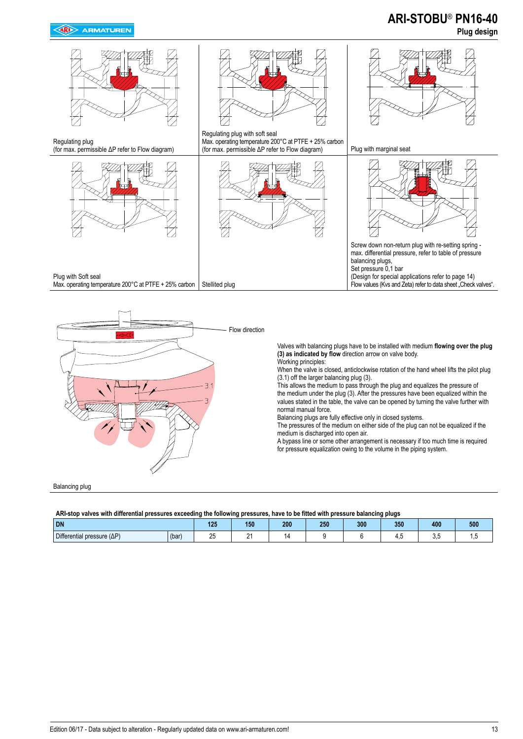# ARI-STOBU® PN16-40

## Plug design

Regulating plug
(for max. permissible ΔP refer to Flow diagram)

Regulating plug with soft seal
Max. operating temperature 200°C at PTFE + 25% carbon
(for max. permissible ΔP refer to Flow diagram)

Plug with marginal seat

Plug with Soft seal
Max. operating temperature 200°C at PTFE + 25% carbon

Stellited plug

Screw down non-return plug with re-setting spring - max. differential pressure, refer to table of pressure balancing plugs,
Set pressure 0,1 bar
(Design for special applications refer to page 14)
Flow values (Kvs and Zeta) refer to data sheet „Check valves".

Flow direction

3.1

3

Balancing plug

Valves with balancing plugs have to be installed with medium **flowing over the plug (3) as indicated by flow** direction arrow on valve body.
Working principles:
When the valve is closed, anticlockwise rotation of the hand wheel lifts the pilot plug (3.1) off the larger balancing plug (3).
This allows the medium to pass through the plug and equalizes the pressure of the medium under the plug (3). After the pressures have been equalized within the values stated in the table, the valve can be opened by turning the valve further with normal manual force.
Balancing plugs are fully effective only in closed systems.
The pressures of the medium on either side of the plug can not be equalized if the medium is discharged into open air.
A bypass line or some other arrangement is necessary if too much time is required for pressure equalization owing to the volume in the piping system.

**ARI-stop valves with differential pressures exceeding the following pressures, have to be fitted with pressure balancing plugs**

| DN | | 125 | 150 | 200 | 250 | 300 | 350 | 400 | 500 |
|---|---|---|---|---|---|---|---|---|---|
| Differential pressure (ΔP) | (bar) | 25 | 21 | 14 | 9 | 6 | 4,5 | 3,5 | 1,5 |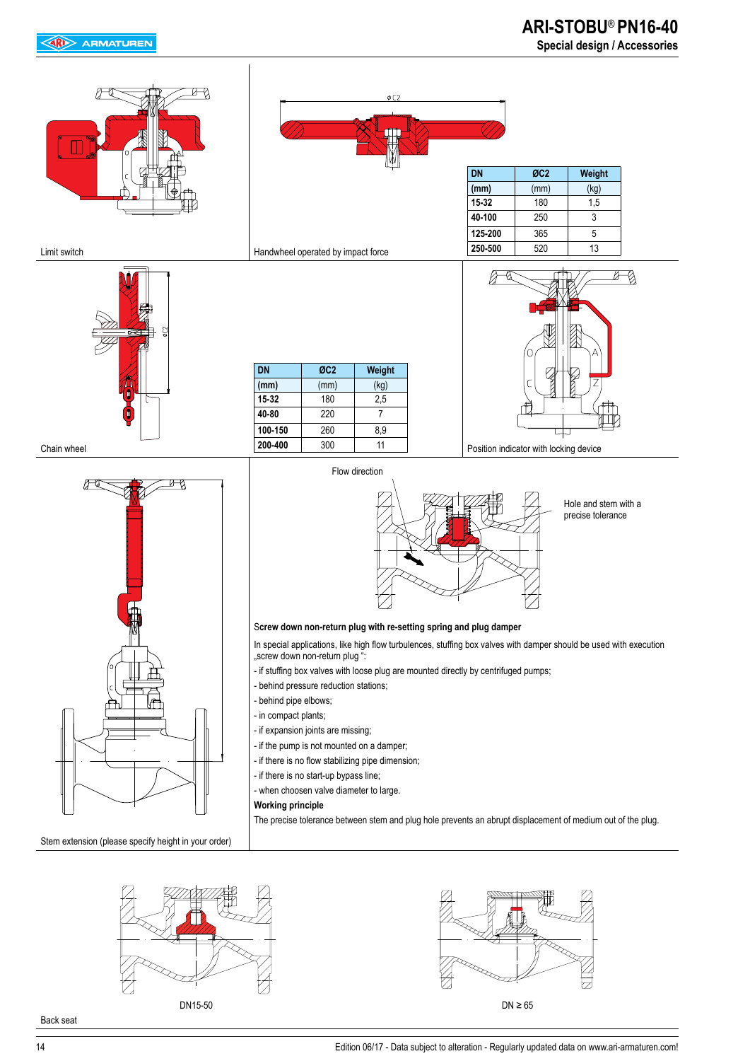Limit switch

Handwheel operated by impact force

| DN | ØC2 | Weight |
|---|---|---|
| (mm) | (mm) | (kg) |
| 15-32 | 180 | 1,5 |
| 40-100 | 250 | 3 |
| 125-200 | 365 | 5 |
| 250-500 | 520 | 13 |

Chain wheel

| DN | ØC2 | Weight |
|---|---|---|
| (mm) | (mm) | (kg) |
| 15-32 | 180 | 2,5 |
| 40-80 | 220 | 7 |
| 100-150 | 260 | 8,9 |
| 200-400 | 300 | 11 |

Position indicator with locking device

Stem extension (please specify height in your order)

Flow direction

Hole and stem with a precise tolerance

**Screw down non-return plug with re-setting spring and plug damper**

In special applications, like high flow turbulences, stuffing box valves with damper should be used with execution „screw down non-return plug ":

- if stuffing box valves with loose plug are mounted directly by centrifuged pumps;
- behind pressure reduction stations;
- behind pipe elbows;
- in compact plants;
- if expansion joints are missing;
- if the pump is not mounted on a damper;
- if there is no flow stabilizing pipe dimension;
- if there is no start-up bypass line;
- when choosen valve diameter to large.

**Working principle**

The precise tolerance between stem and plug hole prevents an abrupt displacement of medium out of the plug.

DN15-50

DN ≥ 65

Back seat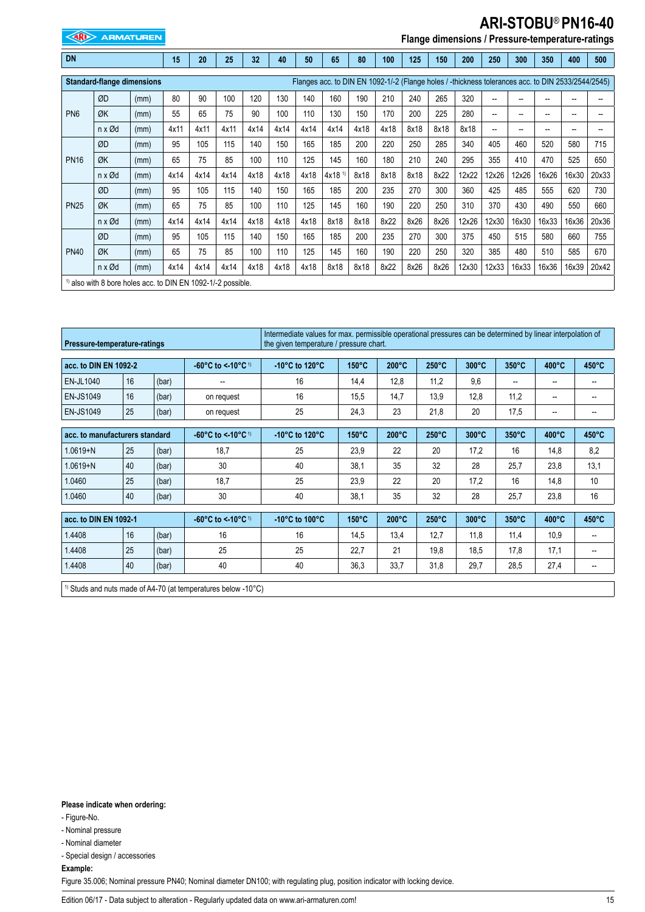# ARI-STOBU® PN16-40

## Flange dimensions / Pressure-temperature-ratings

| DN | | | 15 | 20 | 25 | 32 | 40 | 50 | 65 | 80 | 100 | 125 | 150 | 200 | 250 | 300 | 350 | 400 | 500 |
|---|---|---|---|---|---|---|---|---|---|---|---|---|---|---|---|---|---|---|---|
| **Standard-flange dimensions** | | | Flanges acc. to DIN EN 1092-1/-2 (Flange holes / -thickness tolerances acc. to DIN 2533/2544/2545) | | | | | | | | | | | | | | | | |
| PN6 | ØD | (mm) | 80 | 90 | 100 | 120 | 130 | 140 | 160 | 190 | 210 | 240 | 265 | 320 | -- | -- | -- | -- | -- |
| | ØK | (mm) | 55 | 65 | 75 | 90 | 100 | 110 | 130 | 150 | 170 | 200 | 225 | 280 | -- | -- | -- | -- | -- |
| | n x Ød | (mm) | 4x11 | 4x11 | 4x11 | 4x14 | 4x14 | 4x14 | 4x14 | 4x18 | 4x18 | 8x18 | 8x18 | 8x18 | -- | -- | -- | -- | -- |
| PN16 | ØD | (mm) | 95 | 105 | 115 | 140 | 150 | 165 | 185 | 200 | 220 | 250 | 285 | 340 | 405 | 460 | 520 | 580 | 715 |
| | ØK | (mm) | 65 | 75 | 85 | 100 | 110 | 125 | 145 | 160 | 180 | 210 | 240 | 295 | 355 | 410 | 470 | 525 | 650 |
| | n x Ød | (mm) | 4x14 | 4x14 | 4x14 | 4x18 | 4x18 | 4x18 | 4x18 [1] | 8x18 | 8x18 | 8x18 | 8x22 | 12x22 | 12x26 | 12x26 | 16x26 | 16x30 | 20x33 |
| PN25 | ØD | (mm) | 95 | 105 | 115 | 140 | 150 | 165 | 185 | 200 | 235 | 270 | 300 | 360 | 425 | 485 | 555 | 620 | 730 |
| | ØK | (mm) | 65 | 75 | 85 | 100 | 110 | 125 | 145 | 160 | 190 | 220 | 250 | 310 | 370 | 430 | 490 | 550 | 660 |
| | n x Ød | (mm) | 4x14 | 4x14 | 4x14 | 4x18 | 4x18 | 4x18 | 8x18 | 8x18 | 8x22 | 8x26 | 8x26 | 12x26 | 12x30 | 16x30 | 16x33 | 16x36 | 20x36 |
| PN40 | ØD | (mm) | 95 | 105 | 115 | 140 | 150 | 165 | 185 | 200 | 235 | 270 | 300 | 375 | 450 | 515 | 580 | 660 | 755 |
| | ØK | (mm) | 65 | 75 | 85 | 100 | 110 | 125 | 145 | 160 | 190 | 220 | 250 | 320 | 385 | 480 | 510 | 585 | 670 |
| | n x Ød | (mm) | 4x14 | 4x14 | 4x14 | 4x18 | 4x18 | 4x18 | 8x18 | 8x18 | 8x22 | 8x26 | 8x26 | 12x30 | 12x33 | 16x33 | 16x36 | 16x39 | 20x42 |

[1] also with 8 bore holes acc. to DIN EN 1092-1/-2 possible.

**Pressure-temperature-ratings**

Intermediate values for max. permissible operational pressures can be determined by linear interpolation of the given temperature / pressure chart.

| acc. to DIN EN 1092-2 | | | -60°C to <-10°C [1] | -10°C to 120°C | 150°C | 200°C | 250°C | 300°C | 350°C | 400°C | 450°C |
|---|---|---|---|---|---|---|---|---|---|---|---|
| EN-JL1040 | 16 | (bar) | -- | 16 | 14,4 | 12,8 | 11,2 | 9,6 | -- | -- | -- |
| EN-JS1049 | 16 | (bar) | on request | 16 | 15,5 | 14,7 | 13,9 | 12,8 | 11,2 | -- | -- |
| EN-JS1049 | 25 | (bar) | on request | 25 | 24,3 | 23 | 21,8 | 20 | 17,5 | -- | -- |
| **acc. to manufacturers standard** | | | **-60°C to <-10°C [1]** | **-10°C to 120°C** | **150°C** | **200°C** | **250°C** | **300°C** | **350°C** | **400°C** | **450°C** |
| 1.0619+N | 25 | (bar) | 18,7 | 25 | 23,9 | 22 | 20 | 17,2 | 16 | 14,8 | 8,2 |
| 1.0619+N | 40 | (bar) | 30 | 40 | 38,1 | 35 | 32 | 28 | 25,7 | 23,8 | 13,1 |
| 1.0460 | 25 | (bar) | 18,7 | 25 | 23,9 | 22 | 20 | 17,2 | 16 | 14,8 | 10 |
| 1.0460 | 40 | (bar) | 30 | 40 | 38,1 | 35 | 32 | 28 | 25,7 | 23,8 | 16 |
| **acc. to DIN EN 1092-1** | | | **-60°C to <-10°C [1]** | **-10°C to 100°C** | **150°C** | **200°C** | **250°C** | **300°C** | **350°C** | **400°C** | **450°C** |
| 1.4408 | 16 | (bar) | 16 | 16 | 14,5 | 13,4 | 12,7 | 11,8 | 11,4 | 10,9 | -- |
| 1.4408 | 25 | (bar) | 25 | 25 | 22,7 | 21 | 19,8 | 18,5 | 17,8 | 17,1 | -- |
| 1.4408 | 40 | (bar) | 40 | 40 | 36,3 | 33,7 | 31,8 | 29,7 | 28,5 | 27,4 | -- |

[1] Studs and nuts made of A4-70 (at temperatures below -10°C)

**Please indicate when ordering:**

- Figure-No.
- Nominal pressure
- Nominal diameter
- Special design / accessories

**Example:**

Figure 35.006; Nominal pressure PN40; Nominal diameter DN100; with regulating plug, position indicator with locking device.

Edition 06/17 - Data subject to alteration - Regularly updated data on www.ari-armaturen.com!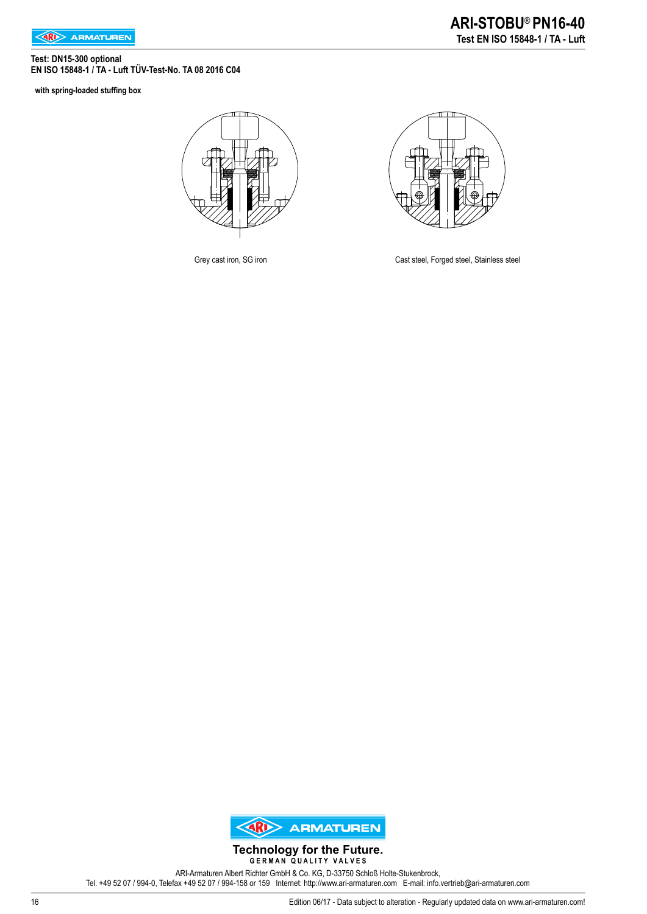**Test: DN15-300 optional**
**EN ISO 15848-1 / TA - Luft TÜV-Test-No. TA 08 2016 C04**

**with spring-loaded stuffing box**

Grey cast iron, SG iron

Cast steel, Forged steel, Stainless steel

**Technology for the Future.**
GERMAN QUALITY VALVES

ARI-Armaturen Albert Richter GmbH & Co. KG, D-33750 Schloß Holte-Stukenbrock,
Tel. +49 52 07 / 994-0, Telefax +49 52 07 / 994-158 or 159 Internet: http://www.ari-armaturen.com E-mail: info.vertrieb@ari-armaturen.com

Edition 06/17 - Data subject to alteration - Regularly updated data on www.ari-armaturen.com!